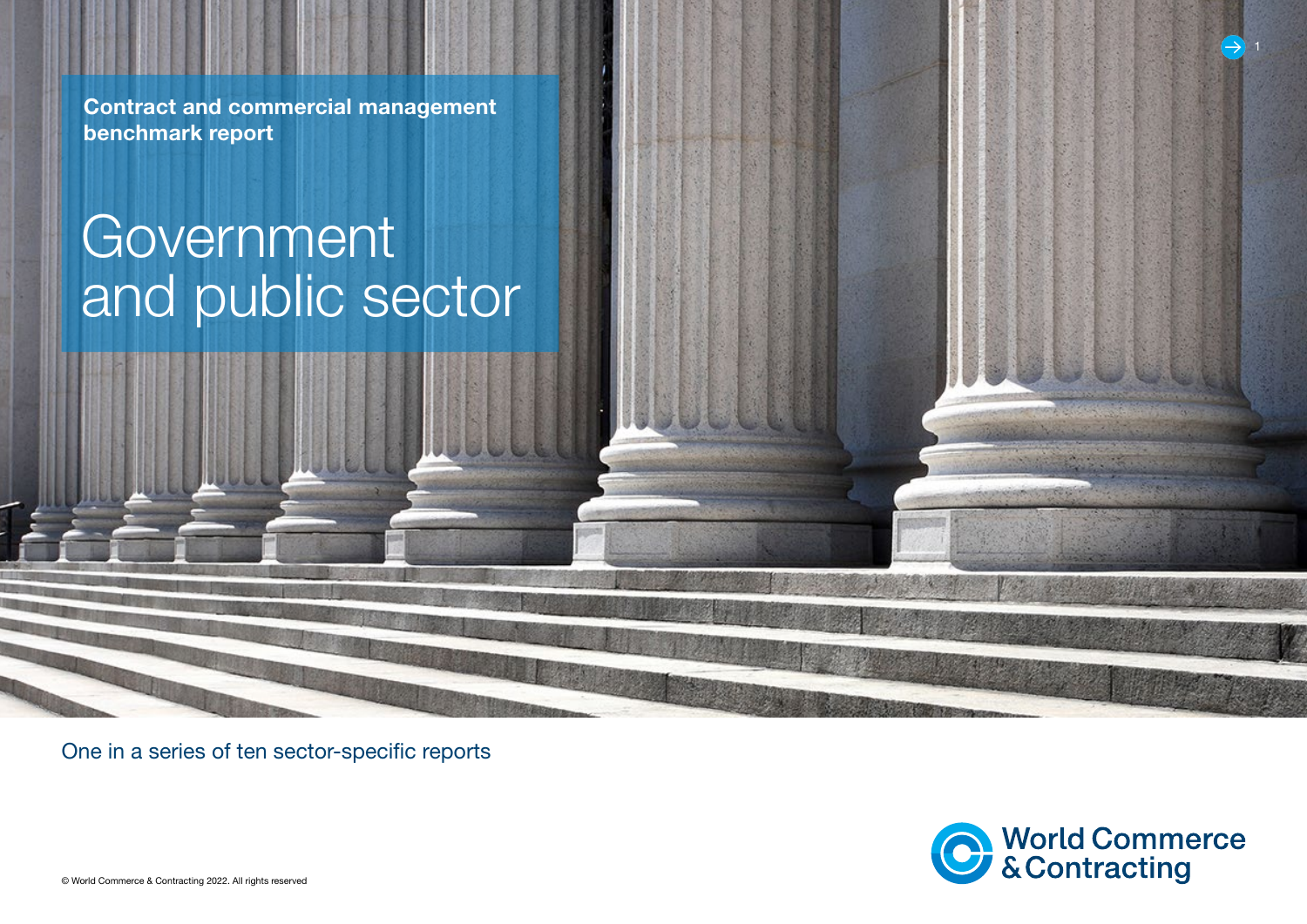**Contract and commercial management benchmark report**

# Government and public sector

One in a series of ten sector-specific reports

World Commerce & Contracting

© World Commerce & Contracting 2022. All rights reserved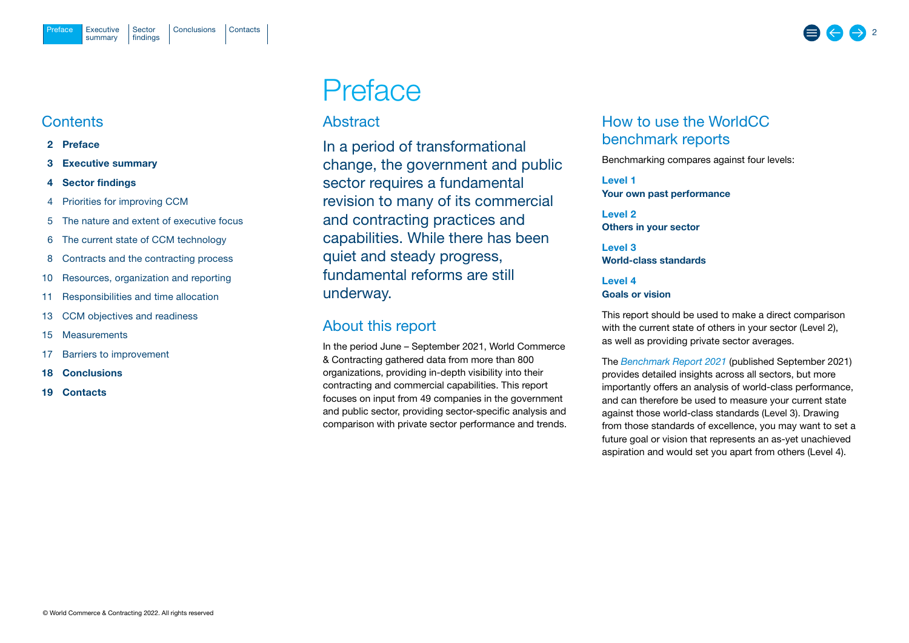# Preface

## Contents

- **2 Preface**
- **3 Executive summary**
- **4 Sector findings**
- 4 Priorities for improving CCM
- 5 The nature and extent of executive focus
- 6 The current state of CCM technology
- 8 Contracts and the contracting process
- 10 Resources, organization and reporting
- 11 Responsibilities and time allocation
- 13 CCM objectives and readiness
- 15 Measurements
- 17 Barriers to improvement
- **18 Conclusions**
- **19 Contacts**

## Abstract

In a period of transformational change, the government and public sector requires a fundamental revision to many of its commercial and contracting practices and capabilities. While there has been quiet and steady progress, fundamental reforms are still underway.

## About this report

In the period June – September 2021, World Commerce & Contracting gathered data from more than 800 organizations, providing in-depth visibility into their contracting and commercial capabilities. This report focuses on input from 49 companies in the government and public sector, providing sector-specific analysis and comparison with private sector performance and trends.

## How to use the WorldCC benchmark reports

Benchmarking compares against four levels:

**Level 1**
**Your own past performance**

**Level 2**
**Others in your sector**

**Level 3**
**World-class standards**

**Level 4**
**Goals or vision**

This report should be used to make a direct comparison with the current state of others in your sector (Level 2), as well as providing private sector averages.

The *Benchmark Report 2021* (published September 2021) provides detailed insights across all sectors, but more importantly offers an analysis of world-class performance, and can therefore be used to measure your current state against those world-class standards (Level 3). Drawing from those standards of excellence, you may want to set a future goal or vision that represents an as-yet unachieved aspiration and would set you apart from others (Level 4).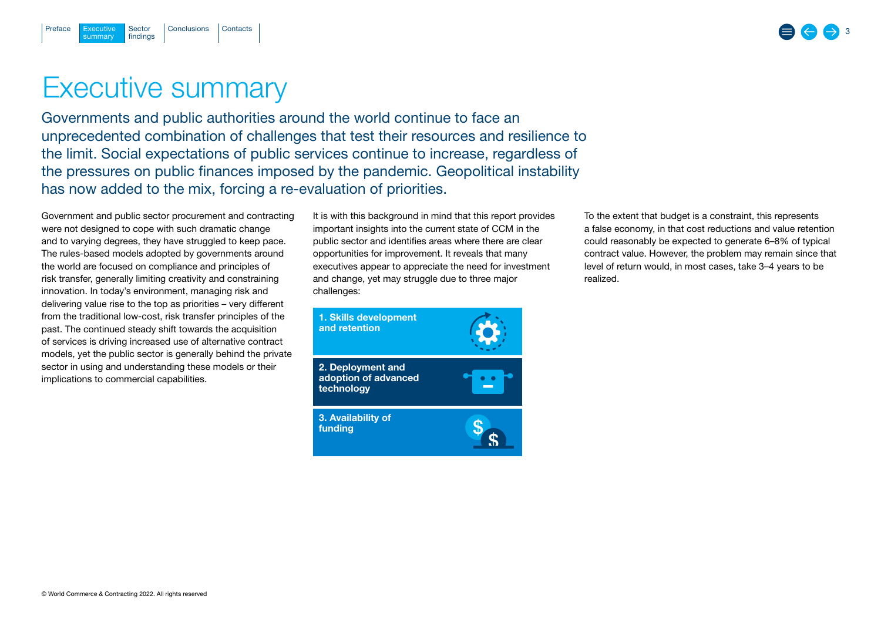# Executive summary

Governments and public authorities around the world continue to face an unprecedented combination of challenges that test their resources and resilience to the limit. Social expectations of public services continue to increase, regardless of the pressures on public finances imposed by the pandemic. Geopolitical instability has now added to the mix, forcing a re-evaluation of priorities.

Government and public sector procurement and contracting were not designed to cope with such dramatic change and to varying degrees, they have struggled to keep pace. The rules-based models adopted by governments around the world are focused on compliance and principles of risk transfer, generally limiting creativity and constraining innovation. In today's environment, managing risk and delivering value rise to the top as priorities – very different from the traditional low-cost, risk transfer principles of the past. The continued steady shift towards the acquisition of services is driving increased use of alternative contract models, yet the public sector is generally behind the private sector in using and understanding these models or their implications to commercial capabilities.

It is with this background in mind that this report provides important insights into the current state of CCM in the public sector and identifies areas where there are clear opportunities for improvement. It reveals that many executives appear to appreciate the need for investment and change, yet may struggle due to three major challenges:

1. **Skills development and retention**
2. **Deployment and adoption of advanced technology**
3. **Availability of funding**

To the extent that budget is a constraint, this represents a false economy, in that cost reductions and value retention could reasonably be expected to generate 6–8% of typical contract value. However, the problem may remain since that level of return would, in most cases, take 3–4 years to be realized.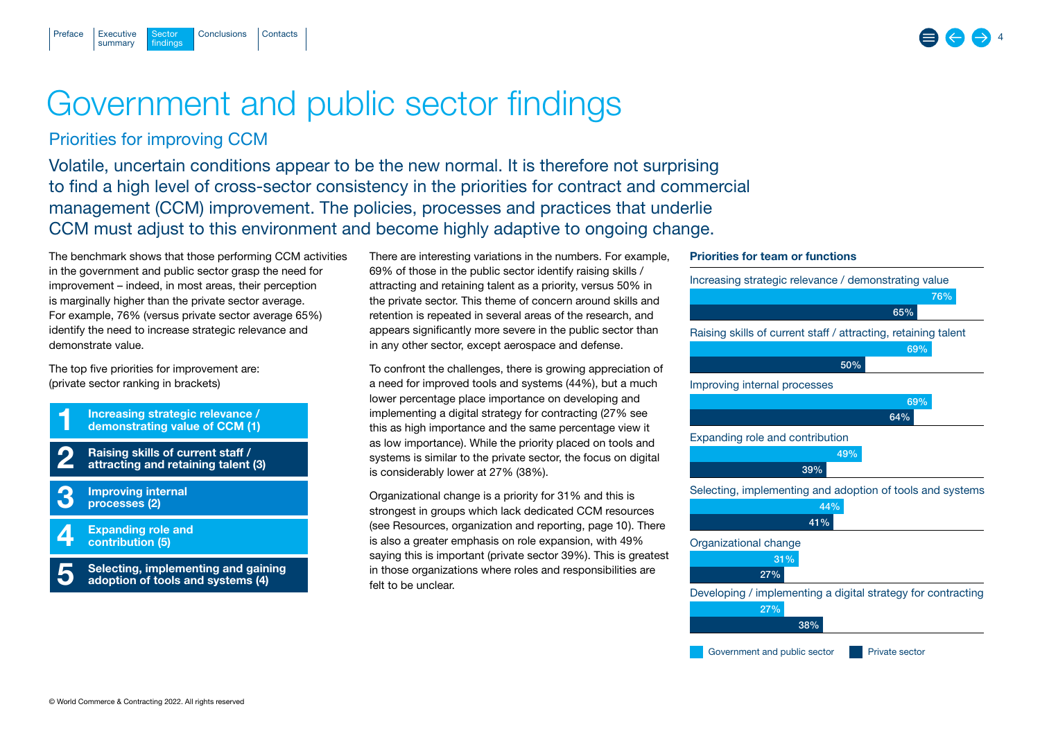# Government and public sector findings

## Priorities for improving CCM

Volatile, uncertain conditions appear to be the new normal. It is therefore not surprising to find a high level of cross-sector consistency in the priorities for contract and commercial management (CCM) improvement. The policies, processes and practices that underlie CCM must adjust to this environment and become highly adaptive to ongoing change.

The benchmark shows that those performing CCM activities in the government and public sector grasp the need for improvement – indeed, in most areas, their perception is marginally higher than the private sector average. For example, 76% (versus private sector average 65%) identify the need to increase strategic relevance and demonstrate value.

The top five priorities for improvement are: (private sector ranking in brackets)

1. **Increasing strategic relevance / demonstrating value of CCM (1)**
2. **Raising skills of current staff / attracting and retaining talent (3)**
3. **Improving internal processes (2)**
4. **Expanding role and contribution (5)**
5. **Selecting, implementing and gaining adoption of tools and systems (4)**

There are interesting variations in the numbers. For example, 69% of those in the public sector identify raising skills / attracting and retaining talent as a priority, versus 50% in the private sector. This theme of concern around skills and retention is repeated in several areas of the research, and appears significantly more severe in the public sector than in any other sector, except aerospace and defense.

To confront the challenges, there is growing appreciation of a need for improved tools and systems (44%), but a much lower percentage place importance on developing and implementing a digital strategy for contracting (27% see this as high importance and the same percentage view it as low importance). While the priority placed on tools and systems is similar to the private sector, the focus on digital is considerably lower at 27% (38%).

Organizational change is a priority for 31% and this is strongest in groups which lack dedicated CCM resources (see Resources, organization and reporting, page 10). There is also a greater emphasis on role expansion, with 49% saying this is important (private sector 39%). This is greatest in those organizations where roles and responsibilities are felt to be unclear.

**Priorities for team or functions**

| Priority | Government and public sector | Private sector |
|---|---|---|
| Increasing strategic relevance / demonstrating value | 76% | 65% |
| Raising skills of current staff / attracting, retaining talent | 69% | 50% |
| Improving internal processes | 69% | 64% |
| Expanding role and contribution | 49% | 39% |
| Selecting, implementing and adoption of tools and systems | 44% | 41% |
| Organizational change | 31% | 27% |
| Developing / implementing a digital strategy for contracting | 27% | 38% |

© World Commerce & Contracting 2022. All rights reserved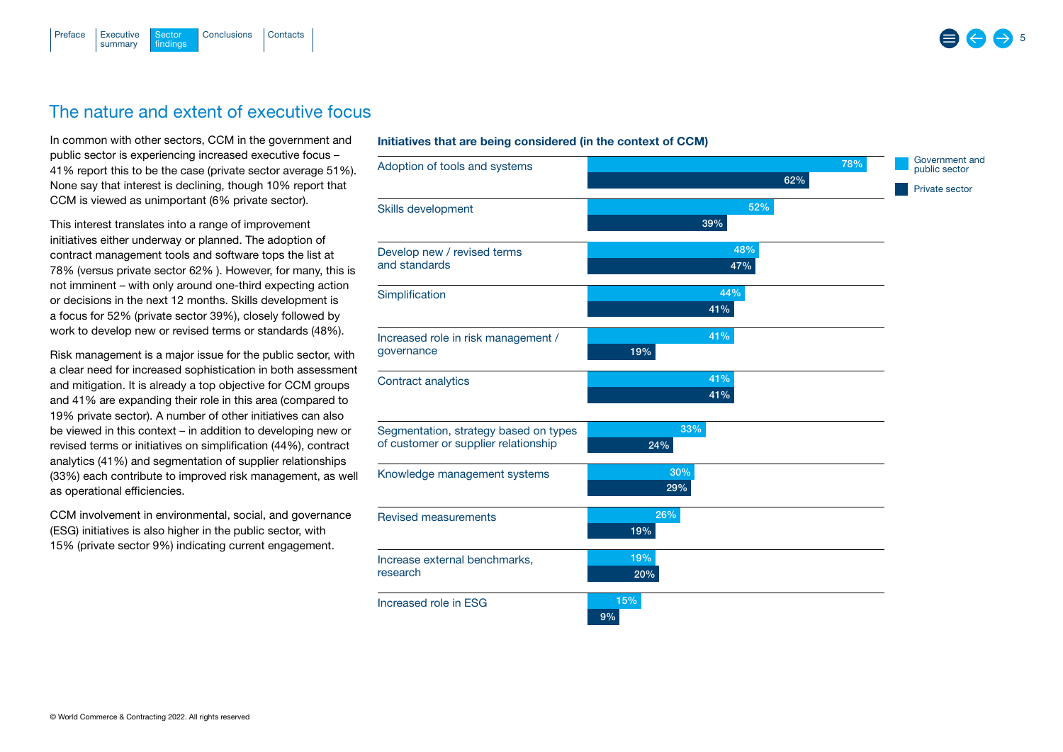## The nature and extent of executive focus

In common with other sectors, CCM in the government and public sector is experiencing increased executive focus – 41% report this to be the case (private sector average 51%). None say that interest is declining, though 10% report that CCM is viewed as unimportant (6% private sector).

This interest translates into a range of improvement initiatives either underway or planned. The adoption of contract management tools and software tops the list at 78% (versus private sector 62% ). However, for many, this is not imminent – with only around one-third expecting action or decisions in the next 12 months. Skills development is a focus for 52% (private sector 39%), closely followed by work to develop new or revised terms or standards (48%).

Risk management is a major issue for the public sector, with a clear need for increased sophistication in both assessment and mitigation. It is already a top objective for CCM groups and 41% are expanding their role in this area (compared to 19% private sector). A number of other initiatives can also be viewed in this context – in addition to developing new or revised terms or initiatives on simplification (44%), contract analytics (41%) and segmentation of supplier relationships (33%) each contribute to improved risk management, as well as operational efficiencies.

CCM involvement in environmental, social, and governance (ESG) initiatives is also higher in the public sector, with 15% (private sector 9%) indicating current engagement.

**Initiatives that are being considered (in the context of CCM)**

| Initiative | Government and public sector | Private sector |
|---|---|---|
| Adoption of tools and systems | 78% | 62% |
| Skills development | 52% | 39% |
| Develop new / revised terms and standards | 48% | 47% |
| Simplification | 44% | 41% |
| Increased role in risk management / governance | 41% | 19% |
| Contract analytics | 41% | 41% |
| Segmentation, strategy based on types of customer or supplier relationship | 33% | 24% |
| Knowledge management systems | 30% | 29% |
| Revised measurements | 26% | 19% |
| Increase external benchmarks, research | 19% | 20% |
| Increased role in ESG | 15% | 9% |

© World Commerce & Contracting 2022. All rights reserved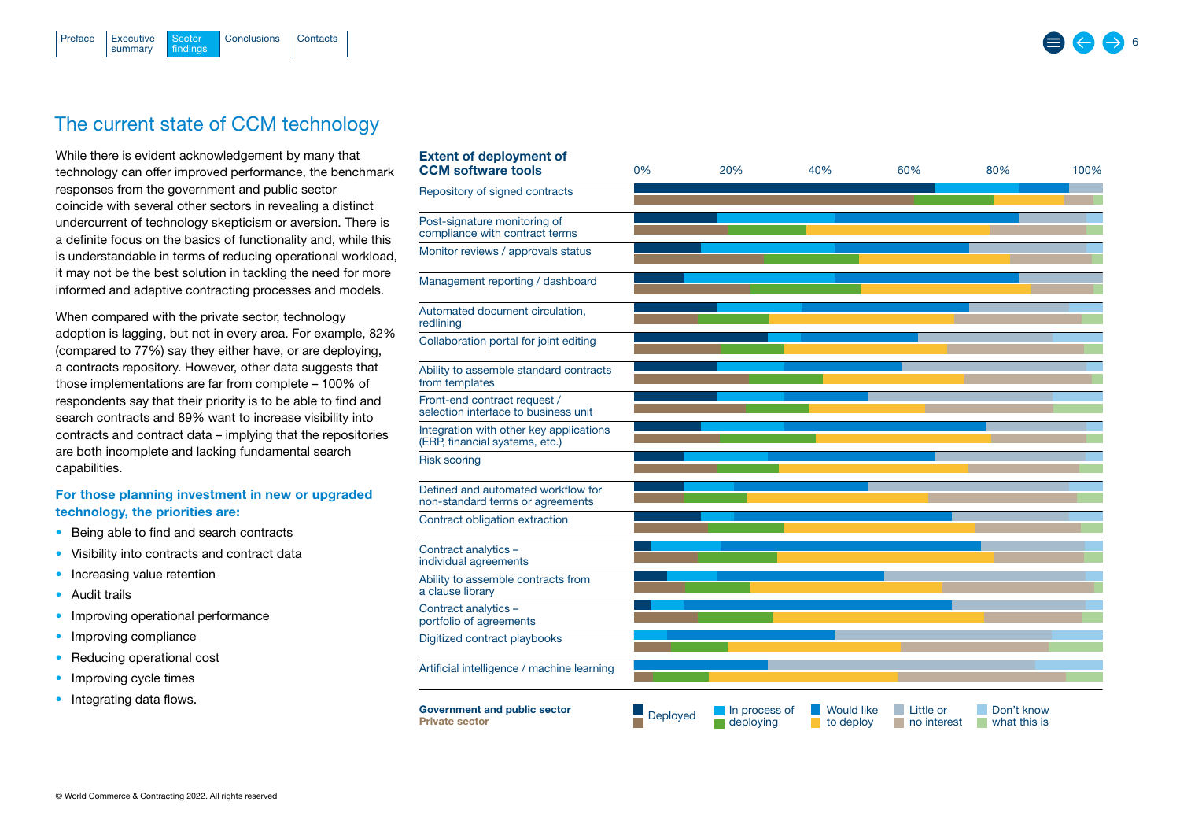## The current state of CCM technology

While there is evident acknowledgement by many that technology can offer improved performance, the benchmark responses from the government and public sector coincide with several other sectors in revealing a distinct undercurrent of technology skepticism or aversion. There is a definite focus on the basics of functionality and, while this is understandable in terms of reducing operational workload, it may not be the best solution in tackling the need for more informed and adaptive contracting processes and models.

When compared with the private sector, technology adoption is lagging, but not in every area. For example, 82% (compared to 77%) say they either have, or are deploying, a contracts repository. However, other data suggests that those implementations are far from complete – 100% of respondents say that their priority is to be able to find and search contracts and 89% want to increase visibility into contracts and contract data – implying that the repositories are both incomplete and lacking fundamental search capabilities.

**For those planning investment in new or upgraded technology, the priorities are:**

- Being able to find and search contracts
- Visibility into contracts and contract data
- Increasing value retention
- Audit trails
- Improving operational performance
- Improving compliance
- Reducing operational cost
- Improving cycle times
- Integrating data flows.

**Extent of deployment of CCM software tools**

0% 20% 40% 60% 80% 100%

- Repository of signed contracts
- Post-signature monitoring of compliance with contract terms
- Monitor reviews / approvals status
- Management reporting / dashboard
- Automated document circulation, redlining
- Collaboration portal for joint editing
- Ability to assemble standard contracts from templates
- Front-end contract request / selection interface to business unit
- Integration with other key applications (ERP, financial systems, etc.)
- Risk scoring
- Defined and automated workflow for non-standard terms or agreements
- Contract obligation extraction
- Contract analytics – individual agreements
- Ability to assemble contracts from a clause library
- Contract analytics – portfolio of agreements
- Digitized contract playbooks
- Artificial intelligence / machine learning

**Government and public sector**
**Private sector**

Deployed | In process of deploying | Would like to deploy | Little or no interest | Don't know what this is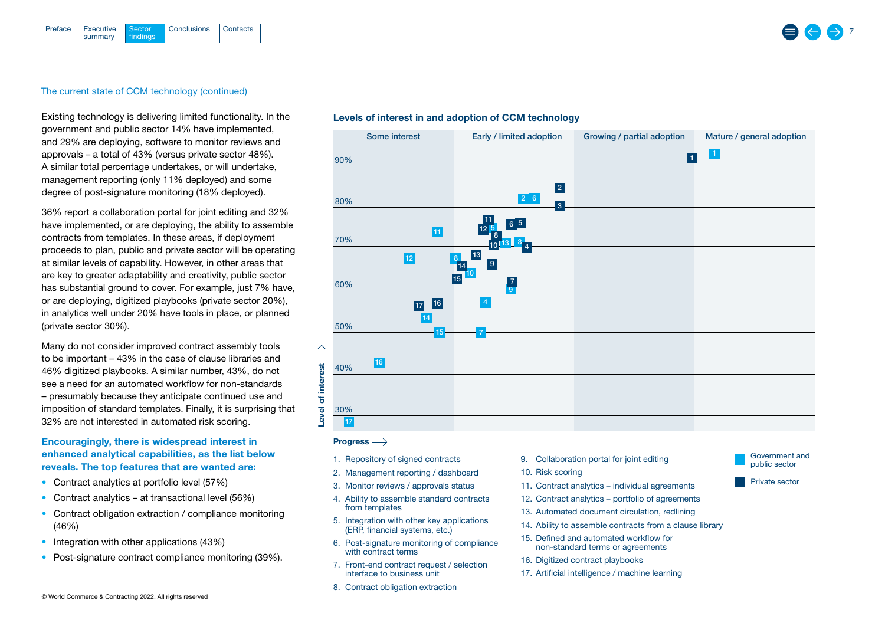The current state of CCM technology (continued)

Existing technology is delivering limited functionality. In the government and public sector 14% have implemented, and 29% are deploying, software to monitor reviews and approvals – a total of 43% (versus private sector 48%). A similar total percentage undertakes, or will undertake, management reporting (only 11% deployed) and some degree of post-signature monitoring (18% deployed).

36% report a collaboration portal for joint editing and 32% have implemented, or are deploying, the ability to assemble contracts from templates. In these areas, if deployment proceeds to plan, public and private sector will be operating at similar levels of capability. However, in other areas that are key to greater adaptability and creativity, public sector has substantial ground to cover. For example, just 7% have, or are deploying, digitized playbooks (private sector 20%), in analytics well under 20% have tools in place, or planned (private sector 30%).

Many do not consider improved contract assembly tools to be important – 43% in the case of clause libraries and 46% digitized playbooks. A similar number, 43%, do not see a need for an automated workflow for non-standards – presumably because they anticipate continued use and imposition of standard templates. Finally, it is surprising that 32% are not interested in automated risk scoring.

**Encouragingly, there is widespread interest in enhanced analytical capabilities, as the list below reveals. The top features that are wanted are:**

- Contract analytics at portfolio level (57%)
- Contract analytics – at transactional level (56%)
- Contract obligation extraction / compliance monitoring (46%)
- Integration with other applications (43%)
- Post-signature contract compliance monitoring (39%).

**Levels of interest in and adoption of CCM technology**

Columns (Progress →): Some interest | Early / limited adoption | Growing / partial adoption | Mature / general adoption

Level of interest ↑: 30%, 40%, 50%, 60%, 70%, 80%, 90%

1. Repository of signed contracts
2. Management reporting / dashboard
3. Monitor reviews / approvals status
4. Ability to assemble standard contracts from templates
5. Integration with other key applications (ERP, financial systems, etc.)
6. Post-signature monitoring of compliance with contract terms
7. Front-end contract request / selection interface to business unit
8. Contract obligation extraction
9. Collaboration portal for joint editing
10. Risk scoring
11. Contract analytics – individual agreements
12. Contract analytics – portfolio of agreements
13. Automated document circulation, redlining
14. Ability to assemble contracts from a clause library
15. Defined and automated workflow for non-standard terms or agreements
16. Digitized contract playbooks
17. Artificial intelligence / machine learning

Government and public sector | Private sector

© World Commerce & Contracting 2022. All rights reserved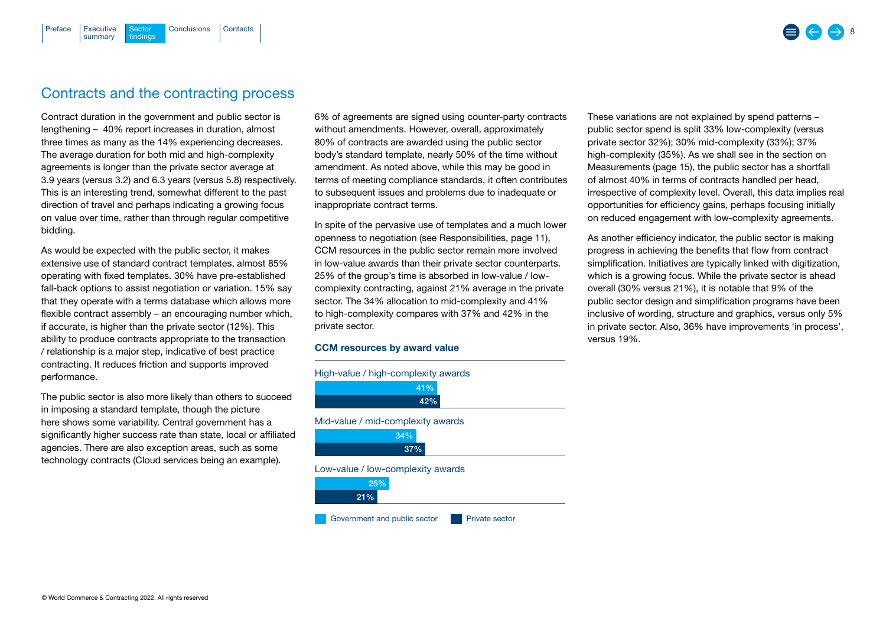## Contracts and the contracting process

Contract duration in the government and public sector is lengthening – 40% report increases in duration, almost three times as many as the 14% experiencing decreases. The average duration for both mid and high-complexity agreements is longer than the private sector average at 3.9 years (versus 3.2) and 6.3 years (versus 5.8) respectively. This is an interesting trend, somewhat different to the past direction of travel and perhaps indicating a growing focus on value over time, rather than through regular competitive bidding.

As would be expected with the public sector, it makes extensive use of standard contract templates, almost 85% operating with fixed templates. 30% have pre-established fall-back options to assist negotiation or variation. 15% say that they operate with a terms database which allows more flexible contract assembly – an encouraging number which, if accurate, is higher than the private sector (12%). This ability to produce contracts appropriate to the transaction / relationship is a major step, indicative of best practice contracting. It reduces friction and supports improved performance.

The public sector is also more likely than others to succeed in imposing a standard template, though the picture here shows some variability. Central government has a significantly higher success rate than state, local or affiliated agencies. There are also exception areas, such as some technology contracts (Cloud services being an example).

6% of agreements are signed using counter-party contracts without amendments. However, overall, approximately 80% of contracts are awarded using the public sector body's standard template, nearly 50% of the time without amendment. As noted above, while this may be good in terms of meeting compliance standards, it often contributes to subsequent issues and problems due to inadequate or inappropriate contract terms.

In spite of the pervasive use of templates and a much lower openness to negotiation (see Responsibilities, page 11), CCM resources in the public sector remain more involved in low-value awards than their private sector counterparts. 25% of the group's time is absorbed in low-value / low-complexity contracting, against 21% average in the private sector. The 34% allocation to mid-complexity and 41% to high-complexity compares with 37% and 42% in the private sector.

**CCM resources by award value**

| Award value | Government and public sector | Private sector |
|---|---|---|
| High-value / high-complexity awards | 41% | 42% |
| Mid-value / mid-complexity awards | 34% | 37% |
| Low-value / low-complexity awards | 25% | 21% |

These variations are not explained by spend patterns – public sector spend is split 33% low-complexity (versus private sector 32%); 30% mid-complexity (33%); 37% high-complexity (35%). As we shall see in the section on Measurements (page 15), the public sector has a shortfall of almost 40% in terms of contracts handled per head, irrespective of complexity level. Overall, this data implies real opportunities for efficiency gains, perhaps focusing initially on reduced engagement with low-complexity agreements.

As another efficiency indicator, the public sector is making progress in achieving the benefits that flow from contract simplification. Initiatives are typically linked with digitization, which is a growing focus. While the private sector is ahead overall (30% versus 21%), it is notable that 9% of the public sector design and simplification programs have been inclusive of wording, structure and graphics, versus only 5% in private sector. Also, 36% have improvements 'in process', versus 19%.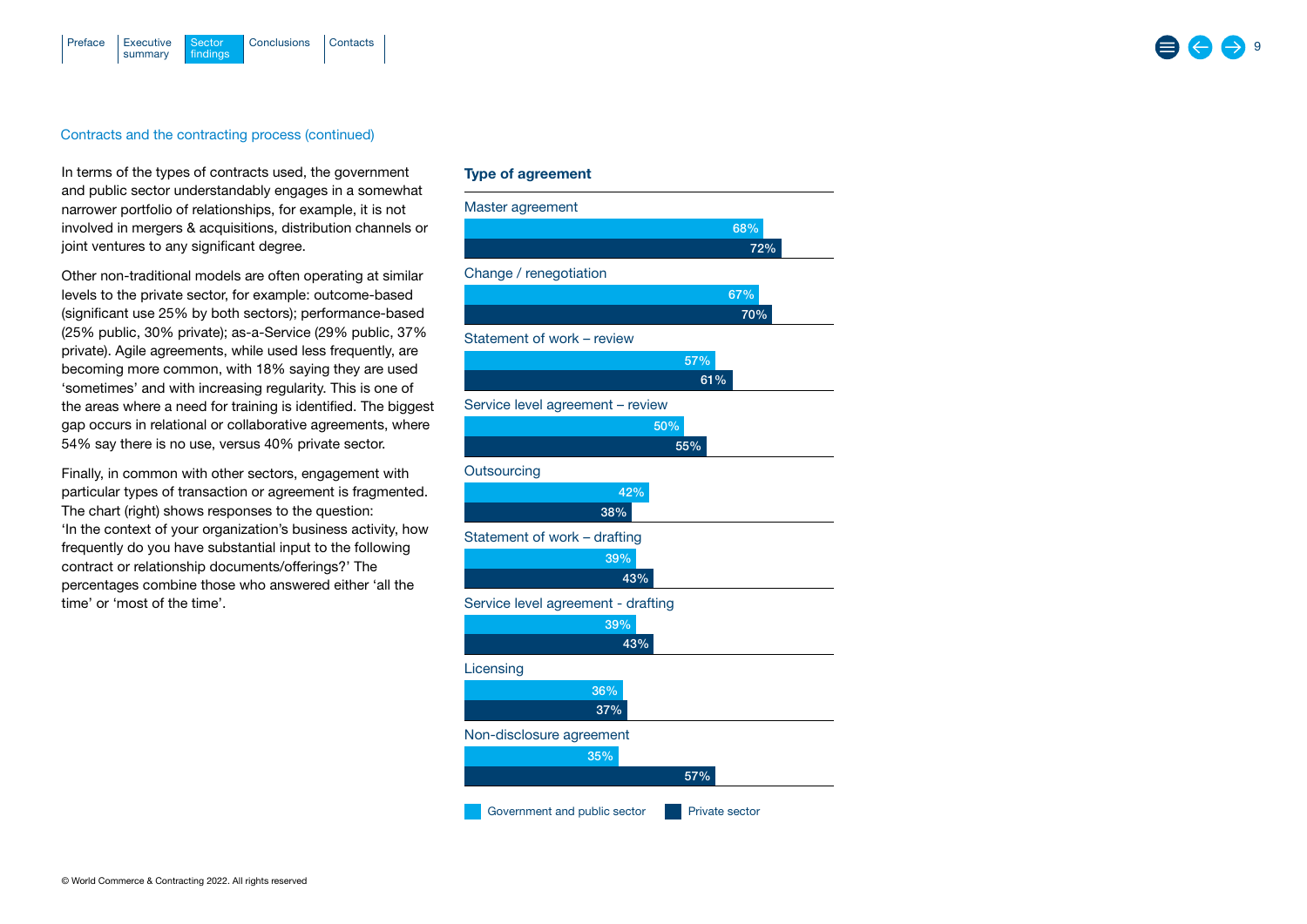Contracts and the contracting process (continued)

In terms of the types of contracts used, the government and public sector understandably engages in a somewhat narrower portfolio of relationships, for example, it is not involved in mergers & acquisitions, distribution channels or joint ventures to any significant degree.

Other non-traditional models are often operating at similar levels to the private sector, for example: outcome-based (significant use 25% by both sectors); performance-based (25% public, 30% private); as-a-Service (29% public, 37% private). Agile agreements, while used less frequently, are becoming more common, with 18% saying they are used 'sometimes' and with increasing regularity. This is one of the areas where a need for training is identified. The biggest gap occurs in relational or collaborative agreements, where 54% say there is no use, versus 40% private sector.

Finally, in common with other sectors, engagement with particular types of transaction or agreement is fragmented. The chart (right) shows responses to the question: 'In the context of your organization's business activity, how frequently do you have substantial input to the following contract or relationship documents/offerings?' The percentages combine those who answered either 'all the time' or 'most of the time'.

**Type of agreement**

| Type of agreement | Government and public sector | Private sector |
|---|---|---|
| Master agreement | 68% | 72% |
| Change / renegotiation | 67% | 70% |
| Statement of work – review | 57% | 61% |
| Service level agreement – review | 50% | 55% |
| Outsourcing | 42% | 38% |
| Statement of work – drafting | 39% | 43% |
| Service level agreement - drafting | 39% | 43% |
| Licensing | 36% | 37% |
| Non-disclosure agreement | 35% | 57% |

© World Commerce & Contracting 2022. All rights reserved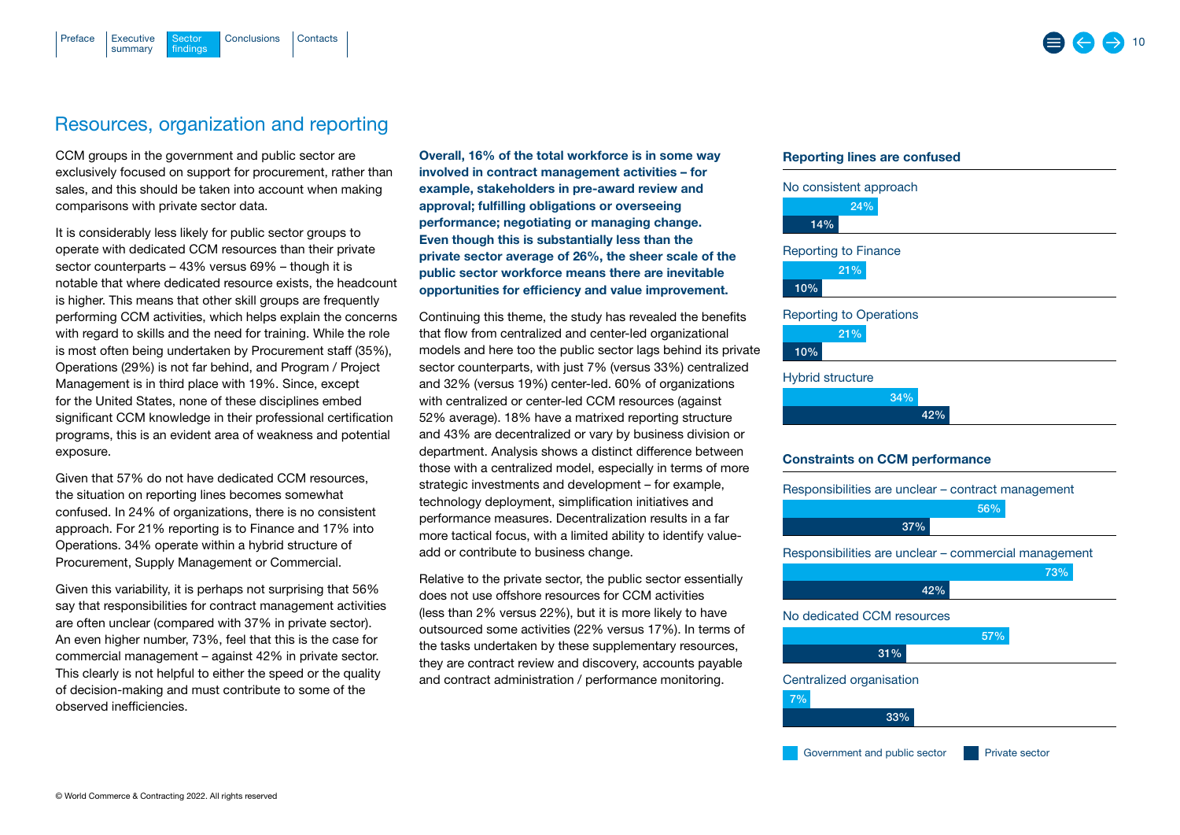## Resources, organization and reporting

CCM groups in the government and public sector are exclusively focused on support for procurement, rather than sales, and this should be taken into account when making comparisons with private sector data.

It is considerably less likely for public sector groups to operate with dedicated CCM resources than their private sector counterparts – 43% versus 69% – though it is notable that where dedicated resource exists, the headcount is higher. This means that other skill groups are frequently performing CCM activities, which helps explain the concerns with regard to skills and the need for training. While the role is most often being undertaken by Procurement staff (35%), Operations (29%) is not far behind, and Program / Project Management is in third place with 19%. Since, except for the United States, none of these disciplines embed significant CCM knowledge in their professional certification programs, this is an evident area of weakness and potential exposure.

Given that 57% do not have dedicated CCM resources, the situation on reporting lines becomes somewhat confused. In 24% of organizations, there is no consistent approach. For 21% reporting is to Finance and 17% into Operations. 34% operate within a hybrid structure of Procurement, Supply Management or Commercial.

Given this variability, it is perhaps not surprising that 56% say that responsibilities for contract management activities are often unclear (compared with 37% in private sector). An even higher number, 73%, feel that this is the case for commercial management – against 42% in private sector. This clearly is not helpful to either the speed or the quality of decision-making and must contribute to some of the observed inefficiencies.

**Overall, 16% of the total workforce is in some way involved in contract management activities – for example, stakeholders in pre-award review and approval; fulfilling obligations or overseeing performance; negotiating or managing change. Even though this is substantially less than the private sector average of 26%, the sheer scale of the public sector workforce means there are inevitable opportunities for efficiency and value improvement.**

Continuing this theme, the study has revealed the benefits that flow from centralized and center-led organizational models and here too the public sector lags behind its private sector counterparts, with just 7% (versus 33%) centralized and 32% (versus 19%) center-led. 60% of organizations with centralized or center-led CCM resources (against 52% average). 18% have a matrixed reporting structure and 43% are decentralized or vary by business division or department. Analysis shows a distinct difference between those with a centralized model, especially in terms of more strategic investments and development – for example, technology deployment, simplification initiatives and performance measures. Decentralization results in a far more tactical focus, with a limited ability to identify value-add or contribute to business change.

Relative to the private sector, the public sector essentially does not use offshore resources for CCM activities (less than 2% versus 22%), but it is more likely to have outsourced some activities (22% versus 17%). In terms of the tasks undertaken by these supplementary resources, they are contract review and discovery, accounts payable and contract administration / performance monitoring.

### Reporting lines are confused

| | Government and public sector | Private sector |
|---|---|---|
| No consistent approach | 24% | 14% |
| Reporting to Finance | 21% | 10% |
| Reporting to Operations | 21% | 10% |
| Hybrid structure | 34% | 42% |

### Constraints on CCM performance

| | Government and public sector | Private sector |
|---|---|---|
| Responsibilities are unclear – contract management | 56% | 37% |
| Responsibilities are unclear – commercial management | 73% | 42% |
| No dedicated CCM resources | 57% | 31% |
| Centralized organisation | 7% | 33% |

© World Commerce & Contracting 2022. All rights reserved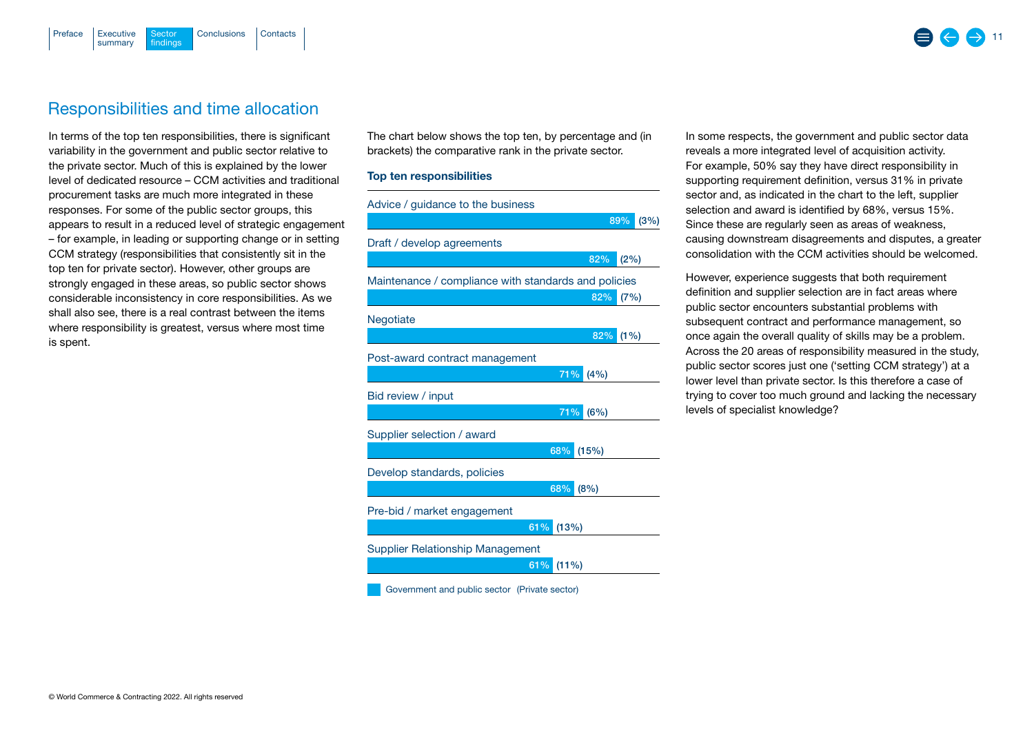## Responsibilities and time allocation

In terms of the top ten responsibilities, there is significant variability in the government and public sector relative to the private sector. Much of this is explained by the lower level of dedicated resource – CCM activities and traditional procurement tasks are much more integrated in these responses. For some of the public sector groups, this appears to result in a reduced level of strategic engagement – for example, in leading or supporting change or in setting CCM strategy (responsibilities that consistently sit in the top ten for private sector). However, other groups are strongly engaged in these areas, so public sector shows considerable inconsistency in core responsibilities. As we shall also see, there is a real contrast between the items where responsibility is greatest, versus where most time is spent.

The chart below shows the top ten, by percentage and (in brackets) the comparative rank in the private sector.

**Top ten responsibilities**

| Responsibility | Government and public sector | (Private sector) |
|---|---|---|
| Advice / guidance to the business | 89% | (3%) |
| Draft / develop agreements | 82% | (2%) |
| Maintenance / compliance with standards and policies | 82% | (7%) |
| Negotiate | 82% | (1%) |
| Post-award contract management | 71% | (4%) |
| Bid review / input | 71% | (6%) |
| Supplier selection / award | 68% | (15%) |
| Develop standards, policies | 68% | (8%) |
| Pre-bid / market engagement | 61% | (13%) |
| Supplier Relationship Management | 61% | (11%) |

In some respects, the government and public sector data reveals a more integrated level of acquisition activity. For example, 50% say they have direct responsibility in supporting requirement definition, versus 31% in private sector and, as indicated in the chart to the left, supplier selection and award is identified by 68%, versus 15%. Since these are regularly seen as areas of weakness, causing downstream disagreements and disputes, a greater consolidation with the CCM activities should be welcomed.

However, experience suggests that both requirement definition and supplier selection are in fact areas where public sector encounters substantial problems with subsequent contract and performance management, so once again the overall quality of skills may be a problem. Across the 20 areas of responsibility measured in the study, public sector scores just one ('setting CCM strategy') at a lower level than private sector. Is this therefore a case of trying to cover too much ground and lacking the necessary levels of specialist knowledge?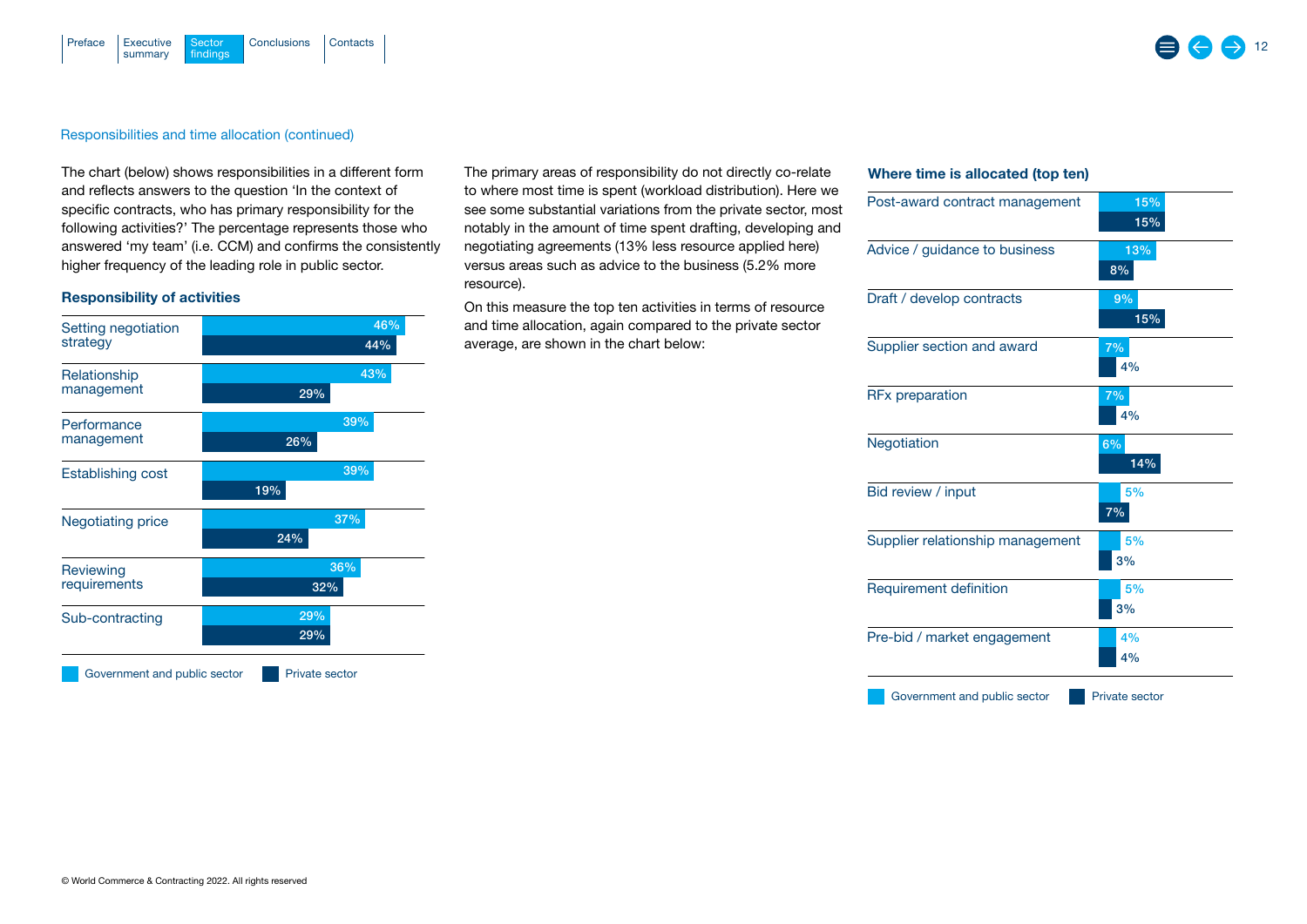Responsibilities and time allocation (continued)

The chart (below) shows responsibilities in a different form and reflects answers to the question 'In the context of specific contracts, who has primary responsibility for the following activities?' The percentage represents those who answered 'my team' (i.e. CCM) and confirms the consistently higher frequency of the leading role in public sector.

### Responsibility of activities

| Activity | Government and public sector | Private sector |
|---|---|---|
| Setting negotiation strategy | 46% | 44% |
| Relationship management | 43% | 29% |
| Performance management | 39% | 26% |
| Establishing cost | 39% | 19% |
| Negotiating price | 37% | 24% |
| Reviewing requirements | 36% | 32% |
| Sub-contracting | 29% | 29% |

The primary areas of responsibility do not directly co-relate to where most time is spent (workload distribution). Here we see some substantial variations from the private sector, most notably in the amount of time spent drafting, developing and negotiating agreements (13% less resource applied here) versus areas such as advice to the business (5.2% more resource).

On this measure the top ten activities in terms of resource and time allocation, again compared to the private sector average, are shown in the chart below:

### Where time is allocated (top ten)

| Activity | Government and public sector | Private sector |
|---|---|---|
| Post-award contract management | 15% | 15% |
| Advice / guidance to business | 13% | 8% |
| Draft / develop contracts | 9% | 15% |
| Supplier section and award | 7% | 4% |
| RFx preparation | 7% | 4% |
| Negotiation | 6% | 14% |
| Bid review / input | 5% | 7% |
| Supplier relationship management | 5% | 3% |
| Requirement definition | 5% | 3% |
| Pre-bid / market engagement | 4% | 4% |

© World Commerce & Contracting 2022. All rights reserved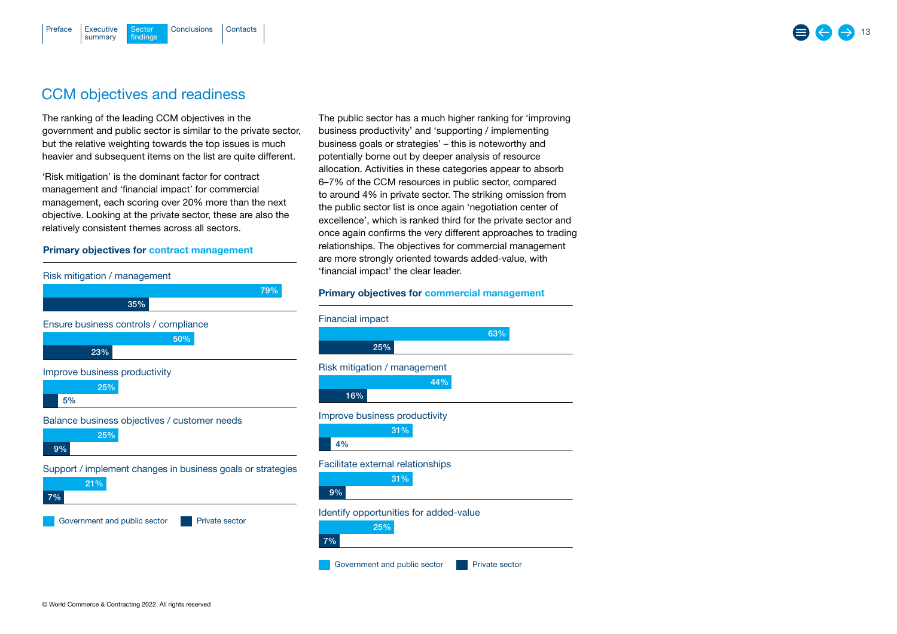## CCM objectives and readiness

The ranking of the leading CCM objectives in the government and public sector is similar to the private sector, but the relative weighting towards the top issues is much heavier and subsequent items on the list are quite different.

'Risk mitigation' is the dominant factor for contract management and 'financial impact' for commercial management, each scoring over 20% more than the next objective. Looking at the private sector, these are also the relatively consistent themes across all sectors.

**Primary objectives for contract management**

| Objective | Government and public sector | Private sector |
|---|---|---|
| Risk mitigation / management | 79% | 35% |
| Ensure business controls / compliance | 50% | 23% |
| Improve business productivity | 25% | 5% |
| Balance business objectives / customer needs | 25% | 9% |
| Support / implement changes in business goals or strategies | 21% | 7% |

The public sector has a much higher ranking for 'improving business productivity' and 'supporting / implementing business goals or strategies' – this is noteworthy and potentially borne out by deeper analysis of resource allocation. Activities in these categories appear to absorb 6–7% of the CCM resources in public sector, compared to around 4% in private sector. The striking omission from the public sector list is once again 'negotiation center of excellence', which is ranked third for the private sector and once again confirms the very different approaches to trading relationships. The objectives for commercial management are more strongly oriented towards added-value, with 'financial impact' the clear leader.

**Primary objectives for commercial management**

| Objective | Government and public sector | Private sector |
|---|---|---|
| Financial impact | 63% | 25% |
| Risk mitigation / management | 44% | 16% |
| Improve business productivity | 31% | 4% |
| Facilitate external relationships | 31% | 9% |
| Identify opportunities for added-value | 25% | 7% |

© World Commerce & Contracting 2022. All rights reserved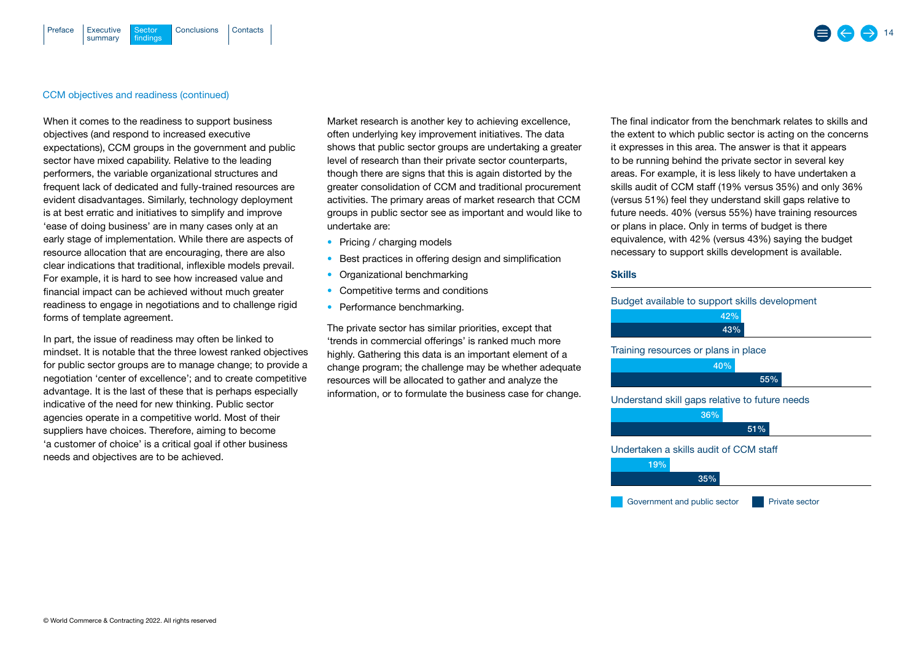CCM objectives and readiness (continued)

When it comes to the readiness to support business objectives (and respond to increased executive expectations), CCM groups in the government and public sector have mixed capability. Relative to the leading performers, the variable organizational structures and frequent lack of dedicated and fully-trained resources are evident disadvantages. Similarly, technology deployment is at best erratic and initiatives to simplify and improve 'ease of doing business' are in many cases only at an early stage of implementation. While there are aspects of resource allocation that are encouraging, there are also clear indications that traditional, inflexible models prevail. For example, it is hard to see how increased value and financial impact can be achieved without much greater readiness to engage in negotiations and to challenge rigid forms of template agreement.

In part, the issue of readiness may often be linked to mindset. It is notable that the three lowest ranked objectives for public sector groups are to manage change; to provide a negotiation 'center of excellence'; and to create competitive advantage. It is the last of these that is perhaps especially indicative of the need for new thinking. Public sector agencies operate in a competitive world. Most of their suppliers have choices. Therefore, aiming to become 'a customer of choice' is a critical goal if other business needs and objectives are to be achieved.

Market research is another key to achieving excellence, often underlying key improvement initiatives. The data shows that public sector groups are undertaking a greater level of research than their private sector counterparts, though there are signs that this is again distorted by the greater consolidation of CCM and traditional procurement activities. The primary areas of market research that CCM groups in public sector see as important and would like to undertake are:

- Pricing / charging models
- Best practices in offering design and simplification
- Organizational benchmarking
- Competitive terms and conditions
- Performance benchmarking.

The private sector has similar priorities, except that 'trends in commercial offerings' is ranked much more highly. Gathering this data is an important element of a change program; the challenge may be whether adequate resources will be allocated to gather and analyze the information, or to formulate the business case for change.

The final indicator from the benchmark relates to skills and the extent to which public sector is acting on the concerns it expresses in this area. The answer is that it appears to be running behind the private sector in several key areas. For example, it is less likely to have undertaken a skills audit of CCM staff (19% versus 35%) and only 36% (versus 51%) feel they understand skill gaps relative to future needs. 40% (versus 55%) have training resources or plans in place. Only in terms of budget is there equivalence, with 42% (versus 43%) saying the budget necessary to support skills development is available.

**Skills**

| | Government and public sector | Private sector |
|---|---|---|
| Budget available to support skills development | 42% | 43% |
| Training resources or plans in place | 40% | 55% |
| Understand skill gaps relative to future needs | 36% | 51% |
| Undertaken a skills audit of CCM staff | 19% | 35% |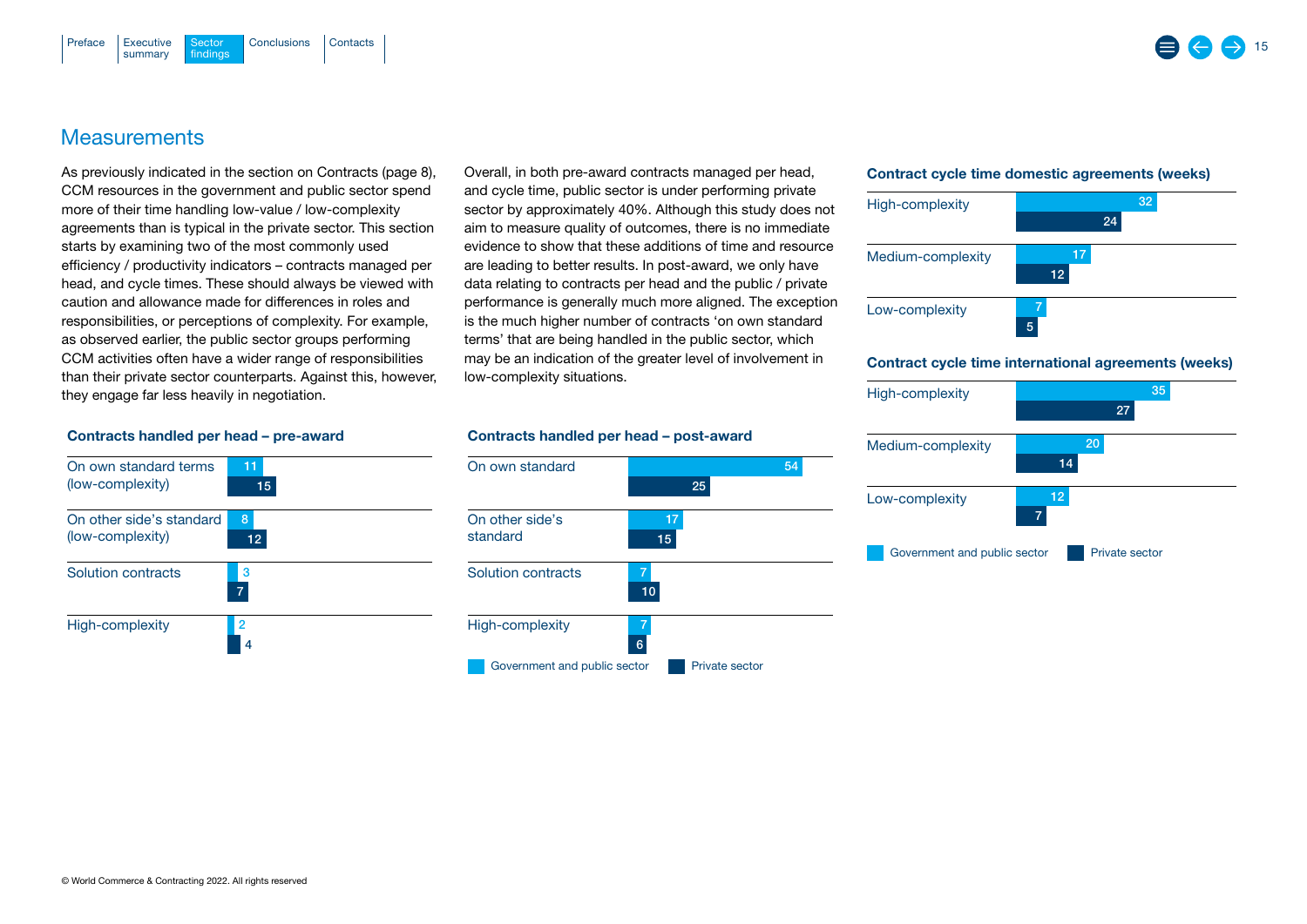## Measurements

As previously indicated in the section on Contracts (page 8), CCM resources in the government and public sector spend more of their time handling low-value / low-complexity agreements than is typical in the private sector. This section starts by examining two of the most commonly used efficiency / productivity indicators – contracts managed per head, and cycle times. These should always be viewed with caution and allowance made for differences in roles and responsibilities, or perceptions of complexity. For example, as observed earlier, the public sector groups performing CCM activities often have a wider range of responsibilities than their private sector counterparts. Against this, however, they engage far less heavily in negotiation.

Overall, in both pre-award contracts managed per head, and cycle time, public sector is under performing private sector by approximately 40%. Although this study does not aim to measure quality of outcomes, there is no immediate evidence to show that these additions of time and resource are leading to better results. In post-award, we only have data relating to contracts per head and the public / private performance is generally much more aligned. The exception is the much higher number of contracts 'on own standard terms' that are being handled in the public sector, which may be an indication of the greater level of involvement in low-complexity situations.

**Contracts handled per head – pre-award**

| | Government and public sector | Private sector |
|---|---|---|
| On own standard terms (low-complexity) | 11 | 15 |
| On other side's standard (low-complexity) | 8 | 12 |
| Solution contracts | 3 | 7 |
| High-complexity | 2 | 4 |

**Contracts handled per head – post-award**

| | Government and public sector | Private sector |
|---|---|---|
| On own standard | 54 | 25 |
| On other side's standard | 17 | 15 |
| Solution contracts | 7 | 10 |
| High-complexity | 7 | 6 |

**Contract cycle time domestic agreements (weeks)**

| | Government and public sector | Private sector |
|---|---|---|
| High-complexity | 32 | 24 |
| Medium-complexity | 17 | 12 |
| Low-complexity | 7 | 5 |

**Contract cycle time international agreements (weeks)**

| | Government and public sector | Private sector |
|---|---|---|
| High-complexity | 35 | 27 |
| Medium-complexity | 20 | 14 |
| Low-complexity | 12 | 7 |

© World Commerce & Contracting 2022. All rights reserved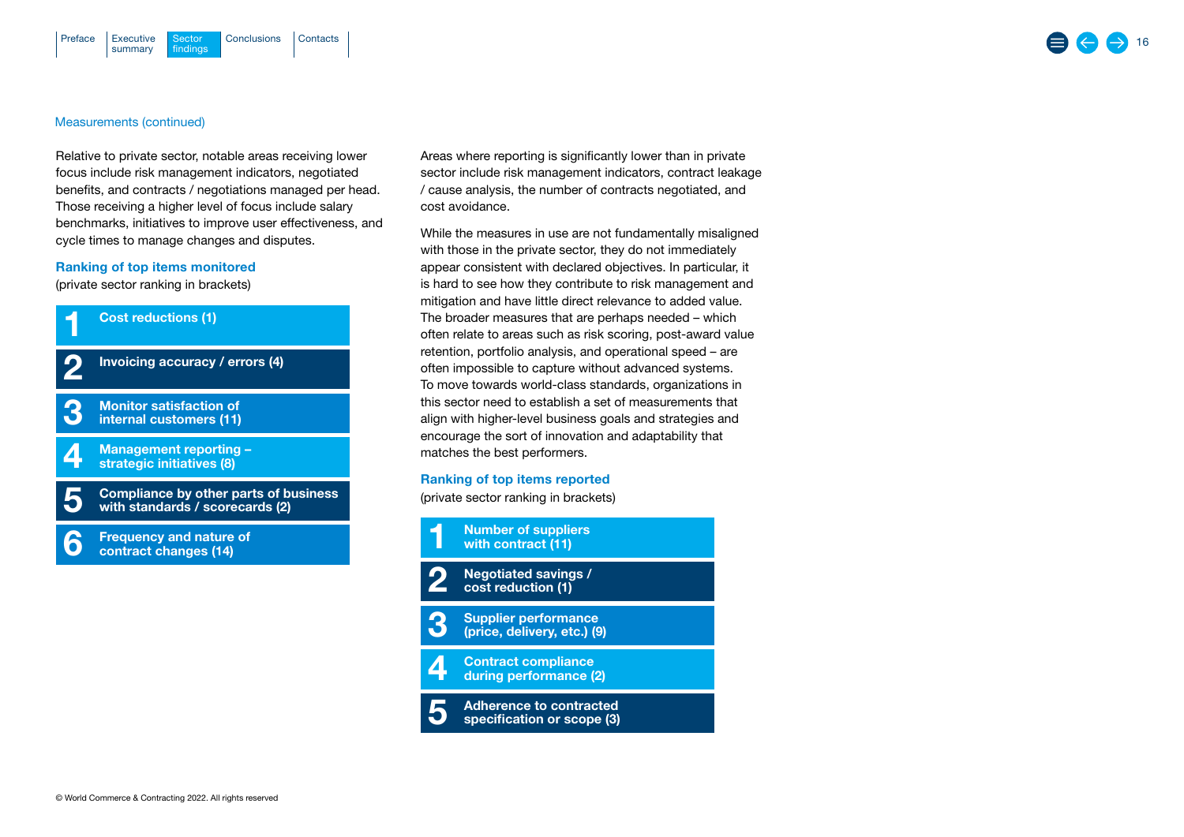Measurements (continued)

Relative to private sector, notable areas receiving lower focus include risk management indicators, negotiated benefits, and contracts / negotiations managed per head. Those receiving a higher level of focus include salary benchmarks, initiatives to improve user effectiveness, and cycle times to manage changes and disputes.

### Ranking of top items monitored

(private sector ranking in brackets)

1. **Cost reductions (1)**
2. **Invoicing accuracy / errors (4)**
3. **Monitor satisfaction of internal customers (11)**
4. **Management reporting – strategic initiatives (8)**
5. **Compliance by other parts of business with standards / scorecards (2)**
6. **Frequency and nature of contract changes (14)**

Areas where reporting is significantly lower than in private sector include risk management indicators, contract leakage / cause analysis, the number of contracts negotiated, and cost avoidance.

While the measures in use are not fundamentally misaligned with those in the private sector, they do not immediately appear consistent with declared objectives. In particular, it is hard to see how they contribute to risk management and mitigation and have little direct relevance to added value. The broader measures that are perhaps needed – which often relate to areas such as risk scoring, post-award value retention, portfolio analysis, and operational speed – are often impossible to capture without advanced systems. To move towards world-class standards, organizations in this sector need to establish a set of measurements that align with higher-level business goals and strategies and encourage the sort of innovation and adaptability that matches the best performers.

### Ranking of top items reported

(private sector ranking in brackets)

1. **Number of suppliers with contract (11)**
2. **Negotiated savings / cost reduction (1)**
3. **Supplier performance (price, delivery, etc.) (9)**
4. **Contract compliance during performance (2)**
5. **Adherence to contracted specification or scope (3)**

© World Commerce & Contracting 2022. All rights reserved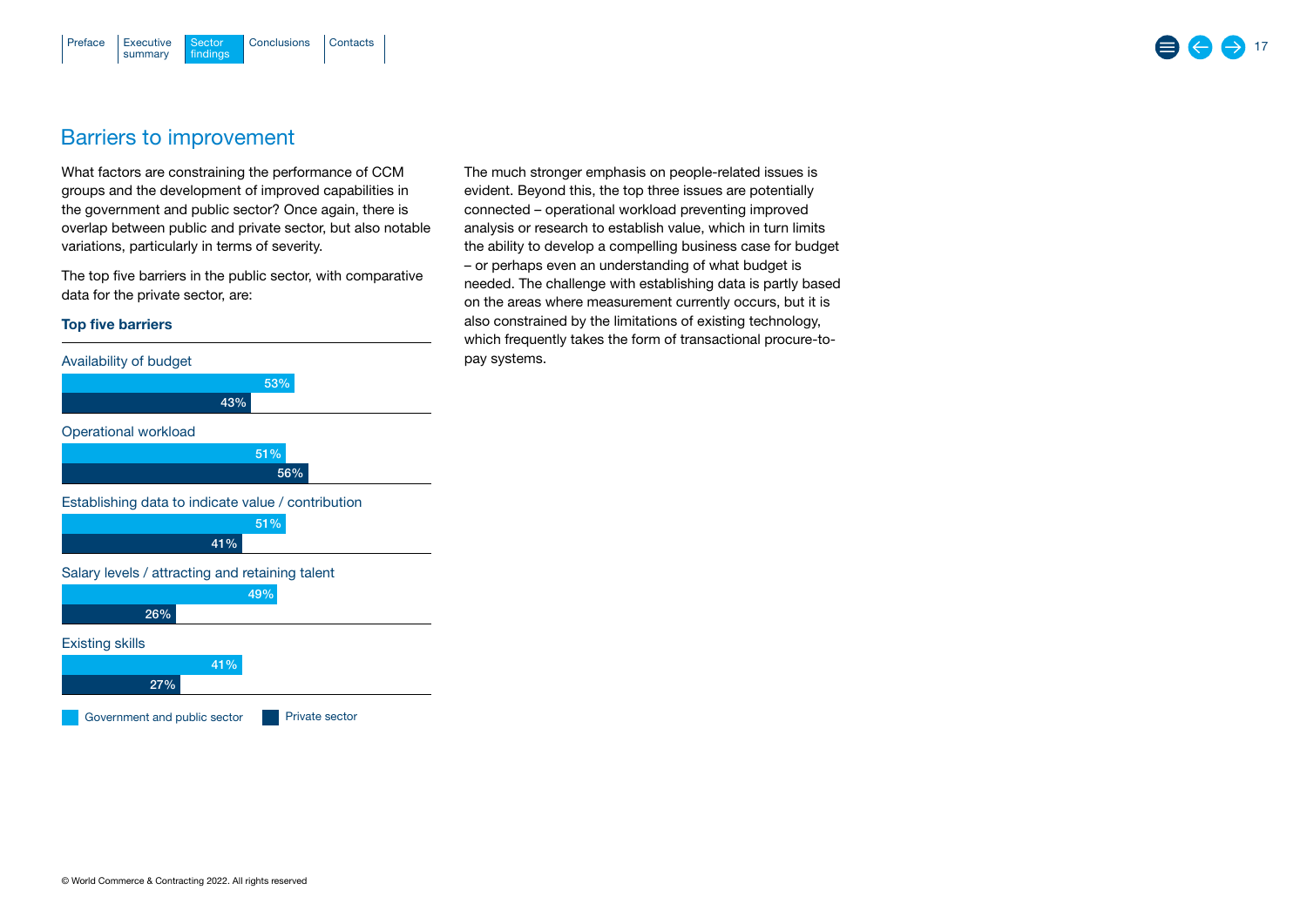## Barriers to improvement

What factors are constraining the performance of CCM groups and the development of improved capabilities in the government and public sector? Once again, there is overlap between public and private sector, but also notable variations, particularly in terms of severity.

The top five barriers in the public sector, with comparative data for the private sector, are:

**Top five barriers**

| Barrier | Government and public sector | Private sector |
|---|---|---|
| Availability of budget | 53% | 43% |
| Operational workload | 51% | 56% |
| Establishing data to indicate value / contribution | 51% | 41% |
| Salary levels / attracting and retaining talent | 49% | 26% |
| Existing skills | 41% | 27% |

The much stronger emphasis on people-related issues is evident. Beyond this, the top three issues are potentially connected – operational workload preventing improved analysis or research to establish value, which in turn limits the ability to develop a compelling business case for budget – or perhaps even an understanding of what budget is needed. The challenge with establishing data is partly based on the areas where measurement currently occurs, but it is also constrained by the limitations of existing technology, which frequently takes the form of transactional procure-to-pay systems.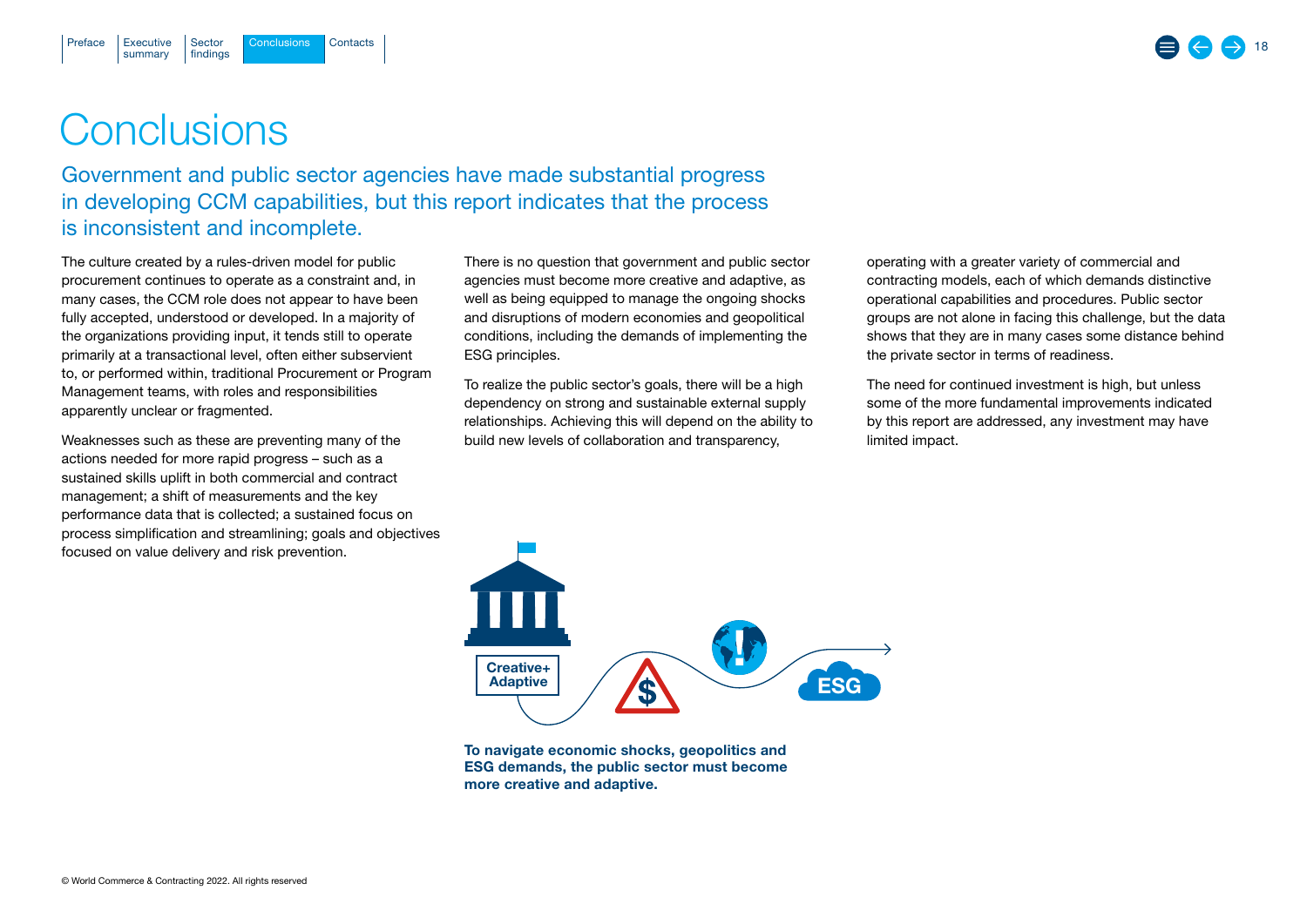# Conclusions

## Government and public sector agencies have made substantial progress in developing CCM capabilities, but this report indicates that the process is inconsistent and incomplete.

The culture created by a rules-driven model for public procurement continues to operate as a constraint and, in many cases, the CCM role does not appear to have been fully accepted, understood or developed. In a majority of the organizations providing input, it tends still to operate primarily at a transactional level, often either subservient to, or performed within, traditional Procurement or Program Management teams, with roles and responsibilities apparently unclear or fragmented.

Weaknesses such as these are preventing many of the actions needed for more rapid progress – such as a sustained skills uplift in both commercial and contract management; a shift of measurements and the key performance data that is collected; a sustained focus on process simplification and streamlining; goals and objectives focused on value delivery and risk prevention.

There is no question that government and public sector agencies must become more creative and adaptive, as well as being equipped to manage the ongoing shocks and disruptions of modern economies and geopolitical conditions, including the demands of implementing the ESG principles.

To realize the public sector's goals, there will be a high dependency on strong and sustainable external supply relationships. Achieving this will depend on the ability to build new levels of collaboration and transparency, operating with a greater variety of commercial and contracting models, each of which demands distinctive operational capabilities and procedures. Public sector groups are not alone in facing this challenge, but the data shows that they are in many cases some distance behind the private sector in terms of readiness.

The need for continued investment is high, but unless some of the more fundamental improvements indicated by this report are addressed, any investment may have limited impact.

Creative+ Adaptive

ESG

**To navigate economic shocks, geopolitics and ESG demands, the public sector must become more creative and adaptive.**

© World Commerce & Contracting 2022. All rights reserved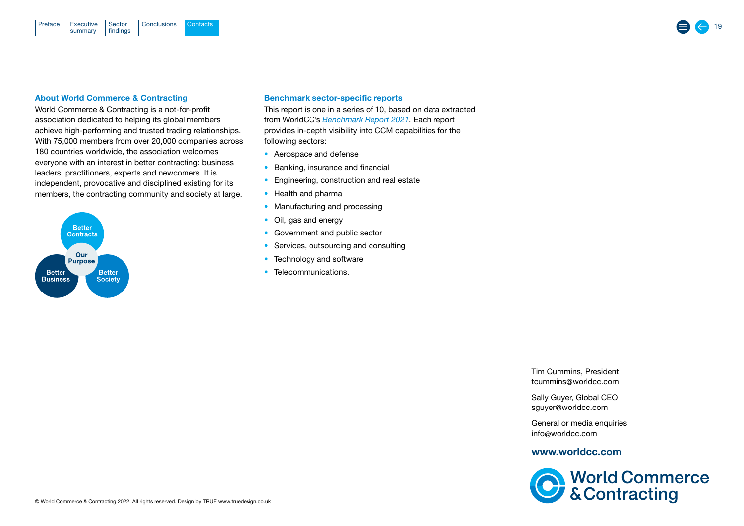## About World Commerce & Contracting

World Commerce & Contracting is a not-for-profit association dedicated to helping its global members achieve high-performing and trusted trading relationships. With 75,000 members from over 20,000 companies across 180 countries worldwide, the association welcomes everyone with an interest in better contracting: business leaders, practitioners, experts and newcomers. It is independent, provocative and disciplined existing for its members, the contracting community and society at large.

Better Contracts
Our Purpose
Better Business
Better Society

## Benchmark sector-specific reports

This report is one in a series of 10, based on data extracted from WorldCC's *Benchmark Report 2021*. Each report provides in-depth visibility into CCM capabilities for the following sectors:

- Aerospace and defense
- Banking, insurance and financial
- Engineering, construction and real estate
- Health and pharma
- Manufacturing and processing
- Oil, gas and energy
- Government and public sector
- Services, outsourcing and consulting
- Technology and software
- Telecommunications.

Tim Cummins, President
tcummins@worldcc.com

Sally Guyer, Global CEO
sguyer@worldcc.com

General or media enquiries
info@worldcc.com

**www.worldcc.com**

World Commerce & Contracting

© World Commerce & Contracting 2022. All rights reserved. Design by TRUE www.truedesign.co.uk